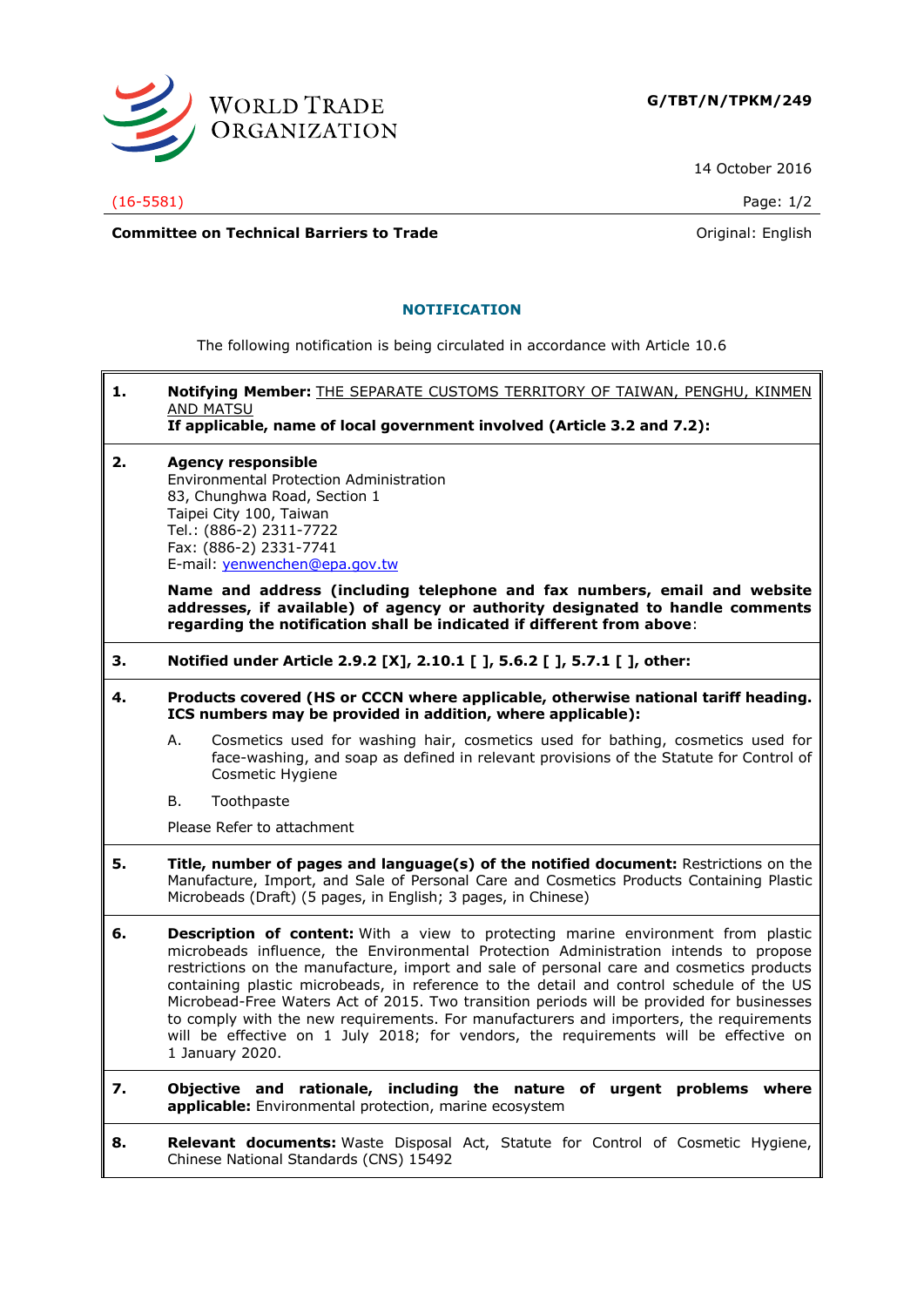G/TBT/N/TPKM/249

14 October 2016

(16-5581)

**Committee on Technical Barriers to Trade**

Original: English

## NOTIFICATION

The following notification is being circulated in accordance with Article 10.6

**1.** **Notifying Member:** THE SEPARATE CUSTOMS TERRITORY OF TAIWAN, PENGHU, KINMEN AND MATSU
**If applicable, name of local government involved (Article 3.2 and 7.2):**

**2.** **Agency responsible**
Environmental Protection Administration
83, Chunghwa Road, Section 1
Taipei City 100, Taiwan
Tel.: (886-2) 2311-7722
Fax: (886-2) 2331-7741
E-mail: yenwenchen@epa.gov.tw

**Name and address (including telephone and fax numbers, email and website addresses, if available) of agency or authority designated to handle comments regarding the notification shall be indicated if different from above**:

**3.** **Notified under Article 2.9.2 [X], 2.10.1 [ ], 5.6.2 [ ], 5.7.1 [ ], other:**

**4.** **Products covered (HS or CCCN where applicable, otherwise national tariff heading. ICS numbers may be provided in addition, where applicable):**

A. Cosmetics used for washing hair, cosmetics used for bathing, cosmetics used for face-washing, and soap as defined in relevant provisions of the Statute for Control of Cosmetic Hygiene

B. Toothpaste

Please Refer to attachment

**5.** **Title, number of pages and language(s) of the notified document:** Restrictions on the Manufacture, Import, and Sale of Personal Care and Cosmetics Products Containing Plastic Microbeads (Draft) (5 pages, in English; 3 pages, in Chinese)

**6.** **Description of content:** With a view to protecting marine environment from plastic microbeads influence, the Environmental Protection Administration intends to propose restrictions on the manufacture, import and sale of personal care and cosmetics products containing plastic microbeads, in reference to the detail and control schedule of the US Microbead-Free Waters Act of 2015. Two transition periods will be provided for businesses to comply with the new requirements. For manufacturers and importers, the requirements will be effective on 1 July 2018; for vendors, the requirements will be effective on 1 January 2020.

**7.** **Objective and rationale, including the nature of urgent problems where applicable:** Environmental protection, marine ecosystem

**8.** **Relevant documents:** Waste Disposal Act, Statute for Control of Cosmetic Hygiene, Chinese National Standards (CNS) 15492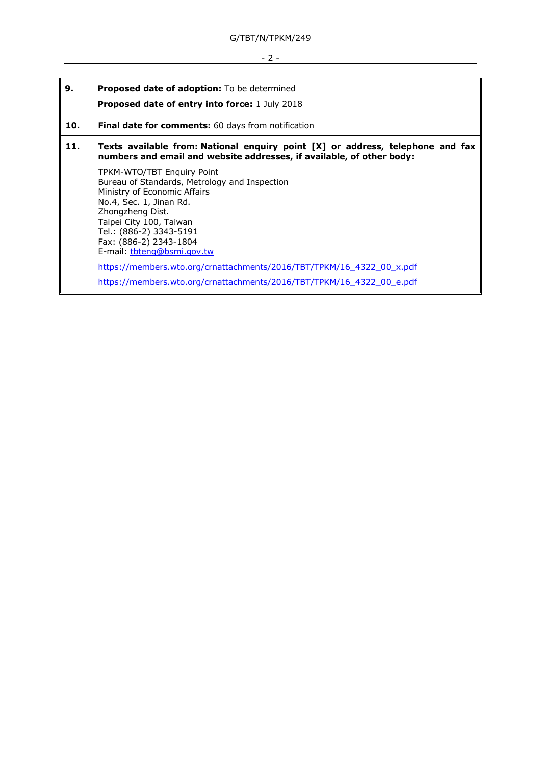**9.** **Proposed date of adoption:** To be determined

**Proposed date of entry into force:** 1 July 2018

**10.** **Final date for comments:** 60 days from notification

**11.** **Texts available from: National enquiry point [X] or address, telephone and fax numbers and email and website addresses, if available, of other body:**

TPKM-WTO/TBT Enquiry Point
Bureau of Standards, Metrology and Inspection
Ministry of Economic Affairs
No.4, Sec. 1, Jinan Rd.
Zhongzheng Dist.
Taipei City 100, Taiwan
Tel.: (886-2) 3343-5191
Fax: (886-2) 2343-1804
E-mail: tbtenq@bsmi.gov.tw

https://members.wto.org/crnattachments/2016/TBT/TPKM/16_4322_00_x.pdf

https://members.wto.org/crnattachments/2016/TBT/TPKM/16_4322_00_e.pdf